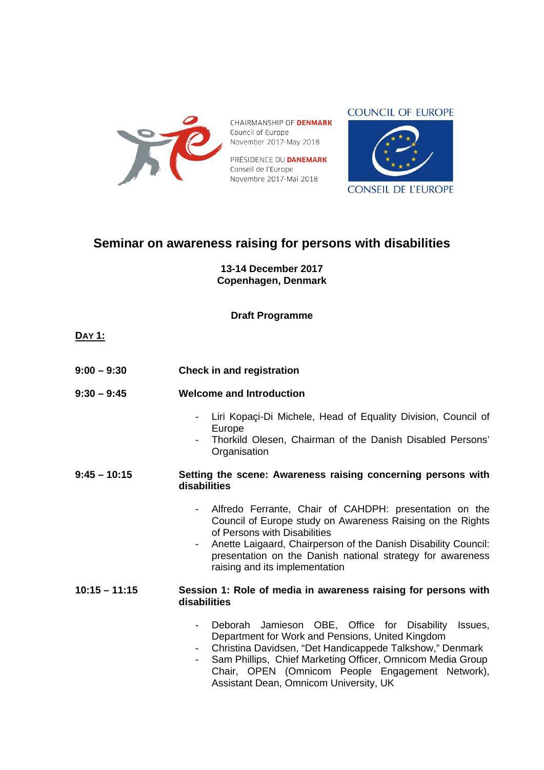CHAIRMANSHIP OF **DENMARK**
Council of Europe
November 2017-May 2018

PRÉSIDENCE DU **DANEMARK**
Conseil de l'Europe
Novembre 2017-Mai 2018

COUNCIL OF EUROPE
CONSEIL DE L'EUROPE

# Seminar on awareness raising for persons with disabilities

**13-14 December 2017**
**Copenhagen, Denmark**

**Draft Programme**

**DAY 1:**

**9:00 – 9:30** **Check in and registration**

**9:30 – 9:45** **Welcome and Introduction**

- Liri Kopaçi-Di Michele, Head of Equality Division, Council of Europe
- Thorkild Olesen, Chairman of the Danish Disabled Persons' Organisation

**9:45 – 10:15** **Setting the scene: Awareness raising concerning persons with disabilities**

- Alfredo Ferrante, Chair of CAHDPH: presentation on the Council of Europe study on Awareness Raising on the Rights of Persons with Disabilities
- Anette Laigaard, Chairperson of the Danish Disability Council: presentation on the Danish national strategy for awareness raising and its implementation

**10:15 – 11:15** **Session 1: Role of media in awareness raising for persons with disabilities**

- Deborah Jamieson OBE, Office for Disability Issues, Department for Work and Pensions, United Kingdom
- Christina Davidsen, "Det Handicappede Talkshow," Denmark
- Sam Phillips, Chief Marketing Officer, Omnicom Media Group Chair, OPEN (Omnicom People Engagement Network), Assistant Dean, Omnicom University, UK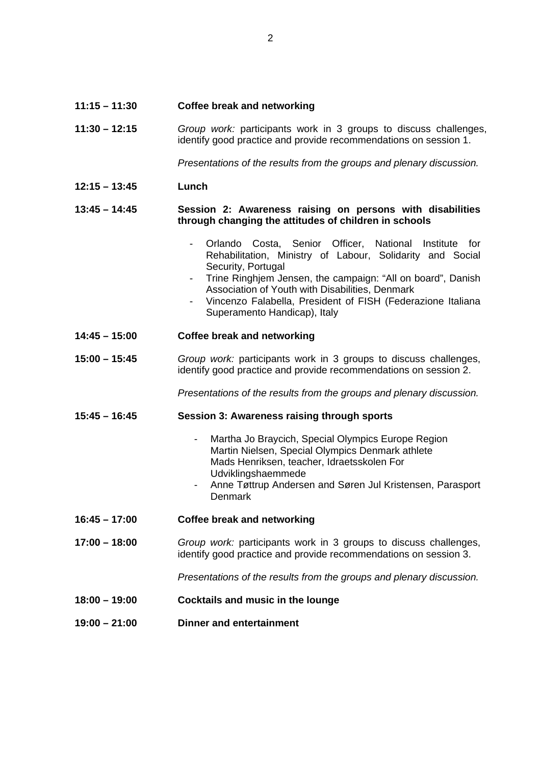**11:15 – 11:30** **Coffee break and networking**

**11:30 – 12:15** *Group work:* participants work in 3 groups to discuss challenges, identify good practice and provide recommendations on session 1.

*Presentations of the results from the groups and plenary discussion.*

**12:15 – 13:45** **Lunch**

**13:45 – 14:45** **Session 2: Awareness raising on persons with disabilities through changing the attitudes of children in schools**

- Orlando Costa, Senior Officer, National Institute for Rehabilitation, Ministry of Labour, Solidarity and Social Security, Portugal
- Trine Ringhjem Jensen, the campaign: "All on board", Danish Association of Youth with Disabilities, Denmark
- Vincenzo Falabella, President of FISH (Federazione Italiana Superamento Handicap), Italy

**14:45 – 15:00** **Coffee break and networking**

**15:00 – 15:45** *Group work:* participants work in 3 groups to discuss challenges, identify good practice and provide recommendations on session 2.

*Presentations of the results from the groups and plenary discussion.*

**15:45 – 16:45** **Session 3: Awareness raising through sports**

- Martha Jo Braycich, Special Olympics Europe Region
  Martin Nielsen, Special Olympics Denmark athlete
  Mads Henriksen, teacher, Idraetsskolen For Udviklingshaemmede
- Anne Tøttrup Andersen and Søren Jul Kristensen, Parasport Denmark

**16:45 – 17:00** **Coffee break and networking**

**17:00 – 18:00** *Group work:* participants work in 3 groups to discuss challenges, identify good practice and provide recommendations on session 3.

*Presentations of the results from the groups and plenary discussion.*

**18:00 – 19:00** **Cocktails and music in the lounge**

**19:00 – 21:00** **Dinner and entertainment**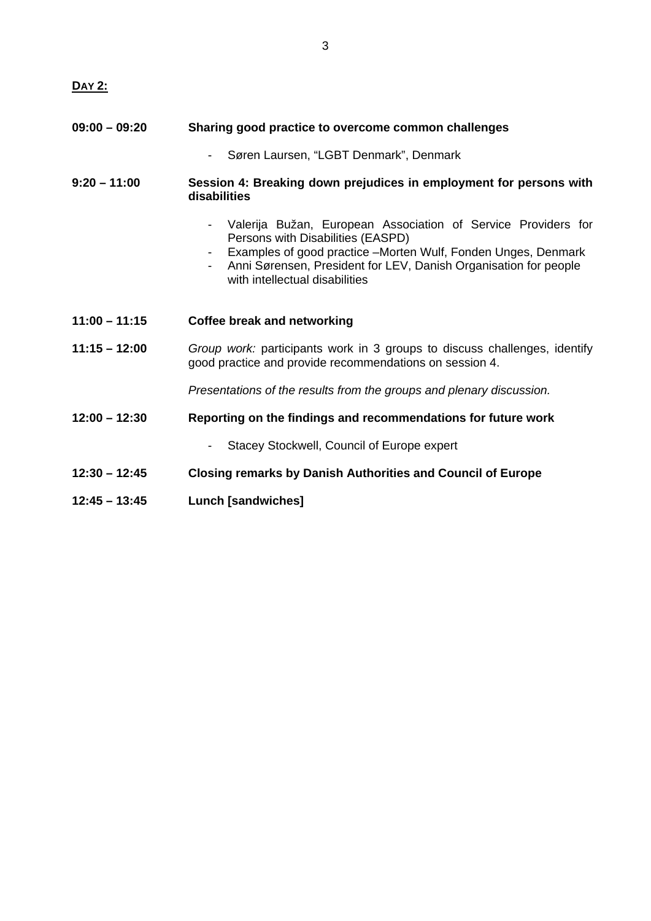**<u>DAY 2:</u>**

**09:00 – 09:20** **Sharing good practice to overcome common challenges**

- Søren Laursen, "LGBT Denmark", Denmark

**9:20 – 11:00** **Session 4: Breaking down prejudices in employment for persons with disabilities**

- Valerija Bužan, European Association of Service Providers for Persons with Disabilities (EASPD)
- Examples of good practice –Morten Wulf, Fonden Unges, Denmark
- Anni Sørensen, President for LEV, Danish Organisation for people with intellectual disabilities

**11:00 – 11:15** **Coffee break and networking**

**11:15 – 12:00** *Group work:* participants work in 3 groups to discuss challenges, identify good practice and provide recommendations on session 4.

*Presentations of the results from the groups and plenary discussion.*

**12:00 – 12:30** **Reporting on the findings and recommendations for future work**

- Stacey Stockwell, Council of Europe expert

**12:30 – 12:45** **Closing remarks by Danish Authorities and Council of Europe**

**12:45 – 13:45** **Lunch [sandwiches]**